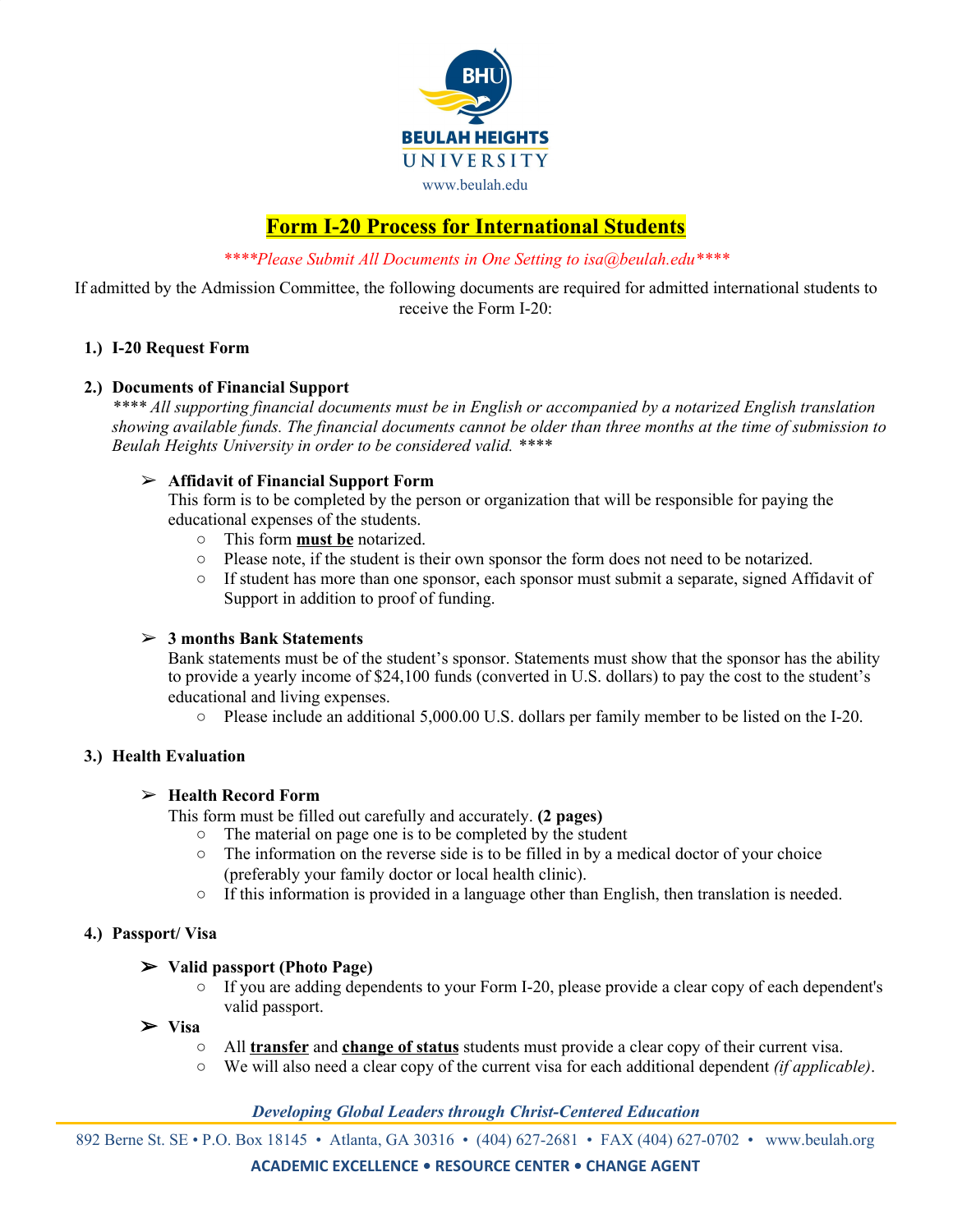BEULAH HEIGHTS UNIVERSITY

www.beulah.edu

# Form I-20 Process for International Students

*\*\*\*\*Please Submit All Documents in One Setting to isa@beulah.edu\*\*\*\**

If admitted by the Admission Committee, the following documents are required for admitted international students to receive the Form I-20:

1.) **I-20 Request Form**

2.) **Documents of Financial Support**

*\*\*\*\* All supporting financial documents must be in English or accompanied by a notarized English translation showing available funds. The financial documents cannot be older than three months at the time of submission to Beulah Heights University in order to be considered valid. \*\*\*\**

- **Affidavit of Financial Support Form**
  This form is to be completed by the person or organization that will be responsible for paying the educational expenses of the students.
  - This form **must be** notarized.
  - Please note, if the student is their own sponsor the form does not need to be notarized.
  - If student has more than one sponsor, each sponsor must submit a separate, signed Affidavit of Support in addition to proof of funding.

- **3 months Bank Statements**
  Bank statements must be of the student's sponsor. Statements must show that the sponsor has the ability to provide a yearly income of $24,100 funds (converted in U.S. dollars) to pay the cost to the student's educational and living expenses.
  - Please include an additional 5,000.00 U.S. dollars per family member to be listed on the I-20.

3.) **Health Evaluation**

- **Health Record Form**
  This form must be filled out carefully and accurately. **(2 pages)**
  - The material on page one is to be completed by the student
  - The information on the reverse side is to be filled in by a medical doctor of your choice (preferably your family doctor or local health clinic).
  - If this information is provided in a language other than English, then translation is needed.

4.) **Passport/ Visa**

- **Valid passport (Photo Page)**
  - If you are adding dependents to your Form I-20, please provide a clear copy of each dependent's valid passport.
- **Visa**
  - All **transfer** and **change of status** students must provide a clear copy of their current visa.
  - We will also need a clear copy of the current visa for each additional dependent *(if applicable)*.

*Developing Global Leaders through Christ-Centered Education*

892 Berne St. SE • P.O. Box 18145 • Atlanta, GA 30316 • (404) 627-2681 • FAX (404) 627-0702 • www.beulah.org

**ACADEMIC EXCELLENCE • RESOURCE CENTER • CHANGE AGENT**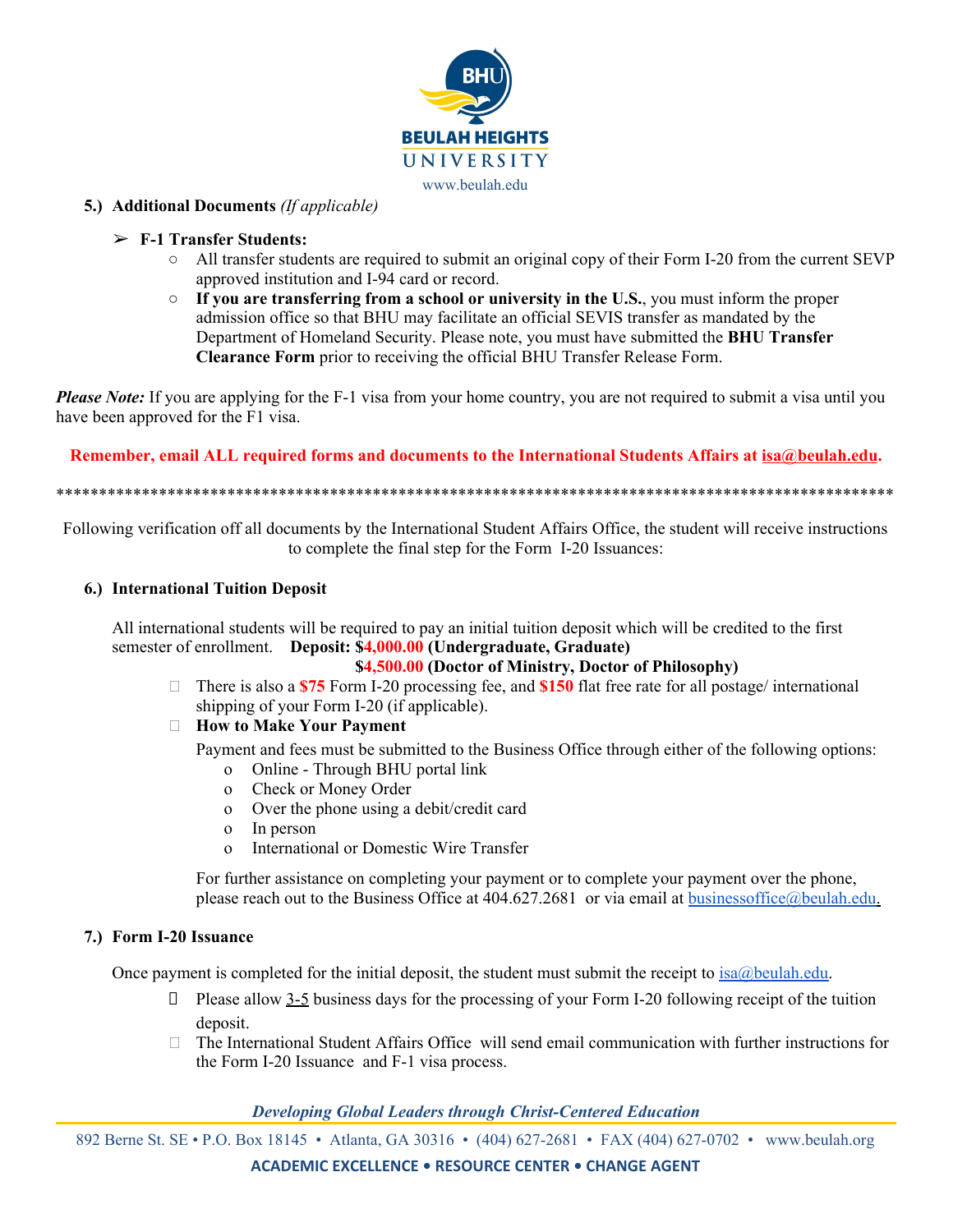5.) **Additional Documents** *(If applicable)*

- **F-1 Transfer Students:**
  - All transfer students are required to submit an original copy of their Form I-20 from the current SEVP approved institution and I-94 card or record.
  - **If you are transferring from a school or university in the U.S.**, you must inform the proper admission office so that BHU may facilitate an official SEVIS transfer as mandated by the Department of Homeland Security. Please note, you must have submitted the **BHU Transfer Clearance Form** prior to receiving the official BHU Transfer Release Form.

***Please Note:*** If you are applying for the F-1 visa from your home country, you are not required to submit a visa until you have been approved for the F1 visa.

**Remember, email ALL required forms and documents to the International Students Affairs at isa@beulah.edu.**

****************************************************************************************************

Following verification off all documents by the International Student Affairs Office, the student will receive instructions to complete the final step for the Form I-20 Issuances:

6.) **International Tuition Deposit**

All international students will be required to pay an initial tuition deposit which will be credited to the first semester of enrollment. **Deposit: $4,000.00 (Undergraduate, Graduate)**
**$4,500.00 (Doctor of Ministry, Doctor of Philosophy)**

- There is also a **$75** Form I-20 processing fee, and **$150** flat free rate for all postage/ international shipping of your Form I-20 (if applicable).
- **How to Make Your Payment**

  Payment and fees must be submitted to the Business Office through either of the following options:
  - Online - Through BHU portal link
  - Check or Money Order
  - Over the phone using a debit/credit card
  - In person
  - International or Domestic Wire Transfer

  For further assistance on completing your payment or to complete your payment over the phone, please reach out to the Business Office at 404.627.2681 or via email at businessoffice@beulah.edu.

7.) **Form I-20 Issuance**

Once payment is completed for the initial deposit, the student must submit the receipt to isa@beulah.edu.

- Please allow 3-5 business days for the processing of your Form I-20 following receipt of the tuition deposit.
- The International Student Affairs Office will send email communication with further instructions for the Form I-20 Issuance and F-1 visa process.